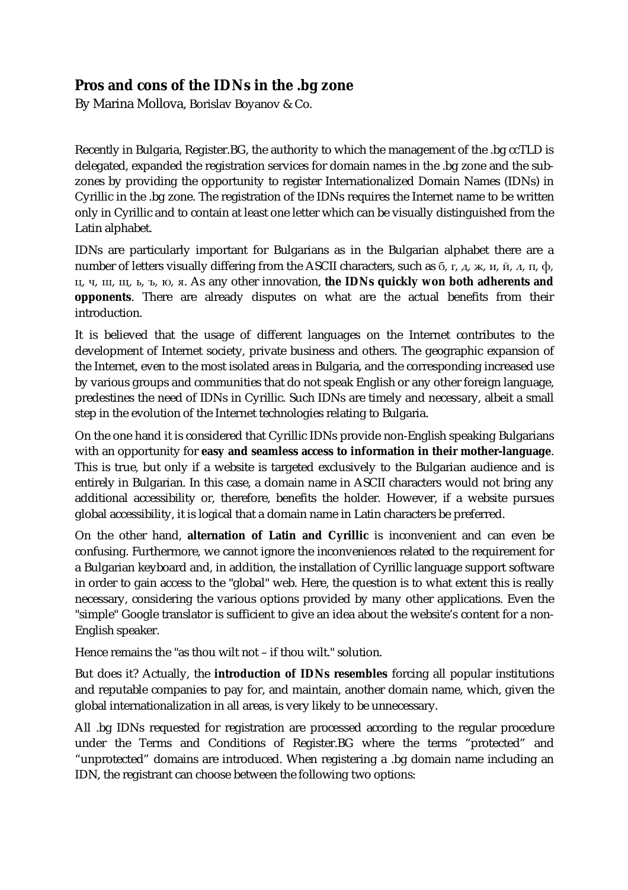## Pros and cons of the IDNs in the .bg zone

By Marina Mollova, Borislav Boyanov & Co.

Recently in Bulgaria, Register.BG, the authority to which the management of the .bg ccTLD is delegated, expanded the registration services for domain names in the .bg zone and the sub-zones by providing the opportunity to register Internationalized Domain Names (IDNs) in Cyrillic in the .bg zone. The registration of the IDNs requires the Internet name to be written only in Cyrillic and to contain at least one letter which can be visually distinguished from the Latin alphabet.

IDNs are particularly important for Bulgarians as in the Bulgarian alphabet there are a number of letters visually differing from the ASCII characters, such as б, г, д, ж, и, й, л, п, ф, ц, ч, ш, щ, ь, ъ, ю, я. As any other innovation, **the IDNs quickly won both adherents and opponents**. There are already disputes on what are the actual benefits from their introduction.

It is believed that the usage of different languages on the Internet contributes to the development of Internet society, private business and others. The geographic expansion of the Internet, even to the most isolated areas in Bulgaria, and the corresponding increased use by various groups and communities that do not speak English or any other foreign language, predestines the need of IDNs in Cyrillic. Such IDNs are timely and necessary, albeit a small step in the evolution of the Internet technologies relating to Bulgaria.

On the one hand it is considered that Cyrillic IDNs provide non-English speaking Bulgarians with an opportunity for **easy and seamless access to information in their mother-language**. This is true, but only if a website is targeted exclusively to the Bulgarian audience and is entirely in Bulgarian. In this case, a domain name in ASCII characters would not bring any additional accessibility or, therefore, benefits the holder. However, if a website pursues global accessibility, it is logical that a domain name in Latin characters be preferred.

On the other hand, **alternation of Latin and Cyrillic** is inconvenient and can even be confusing. Furthermore, we cannot ignore the inconveniences related to the requirement for a Bulgarian keyboard and, in addition, the installation of Cyrillic language support software in order to gain access to the "global" web. Here, the question is to what extent this is really necessary, considering the various options provided by many other applications. Even the "simple" Google translator is sufficient to give an idea about the website's content for a non-English speaker.

Hence remains the "as thou wilt not – if thou wilt." solution.

But does it? Actually, the **introduction of IDNs resembles** forcing all popular institutions and reputable companies to pay for, and maintain, another domain name, which, given the global internationalization in all areas, is very likely to be unnecessary.

All .bg IDNs requested for registration are processed according to the regular procedure under the Terms and Conditions of Register.BG where the terms "protected" and "unprotected" domains are introduced. When registering a .bg domain name including an IDN, the registrant can choose between the following two options: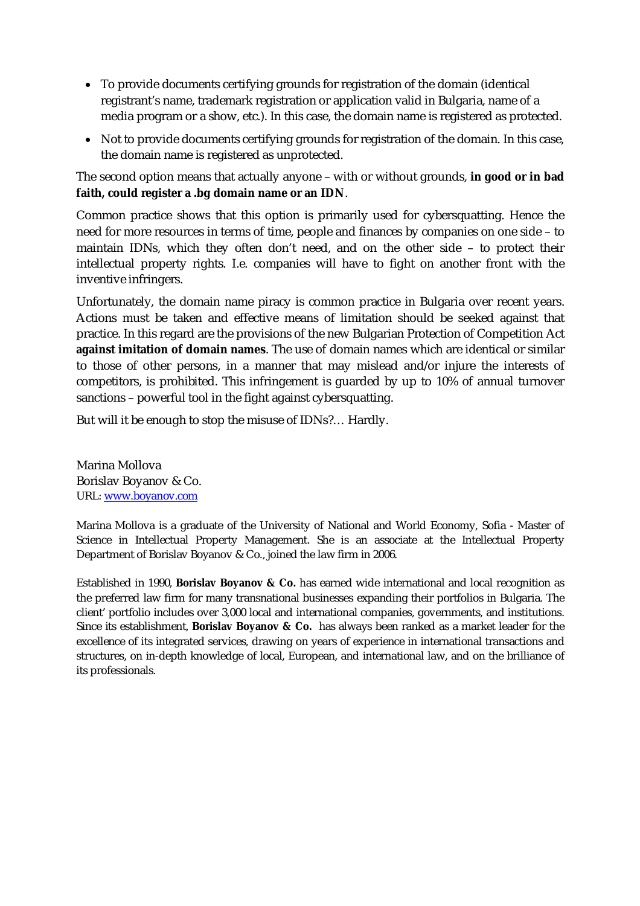- To provide documents certifying grounds for registration of the domain (identical registrant's name, trademark registration or application valid in Bulgaria, name of a media program or a show, etc.). In this case, the domain name is registered as protected.
- Not to provide documents certifying grounds for registration of the domain. In this case, the domain name is registered as unprotected.

The second option means that actually anyone – with or without grounds, **in good or in bad faith, could register a .bg domain name or an IDN**.

Common practice shows that this option is primarily used for cybersquatting. Hence the need for more resources in terms of time, people and finances by companies on one side – to maintain IDNs, which they often don't need, and on the other side – to protect their intellectual property rights. I.e. companies will have to fight on another front with the inventive infringers.

Unfortunately, the domain name piracy is common practice in Bulgaria over recent years. Actions must be taken and effective means of limitation should be seeked against that practice. In this regard are the provisions of the new Bulgarian Protection of Competition Act **against imitation of domain names**. The use of domain names which are identical or similar to those of other persons, in a manner that may mislead and/or injure the interests of competitors, is prohibited. This infringement is guarded by up to 10% of annual turnover sanctions – powerful tool in the fight against cybersquatting.

But will it be enough to stop the misuse of IDNs?… Hardly.

Marina Mollova
Borislav Boyanov & Co.
URL: www.boyanov.com

Marina Mollova is a graduate of the University of National and World Economy, Sofia - Master of Science in Intellectual Property Management. She is an associate at the Intellectual Property Department of Borislav Boyanov & Co., joined the law firm in 2006.

Established in 1990, **Borislav Boyanov & Co.** has earned wide international and local recognition as the preferred law firm for many transnational businesses expanding their portfolios in Bulgaria. The client' portfolio includes over 3,000 local and international companies, governments, and institutions. Since its establishment, **Borislav Boyanov & Co.** has always been ranked as a market leader for the excellence of its integrated services, drawing on years of experience in international transactions and structures, on in-depth knowledge of local, European, and international law, and on the brilliance of its professionals.